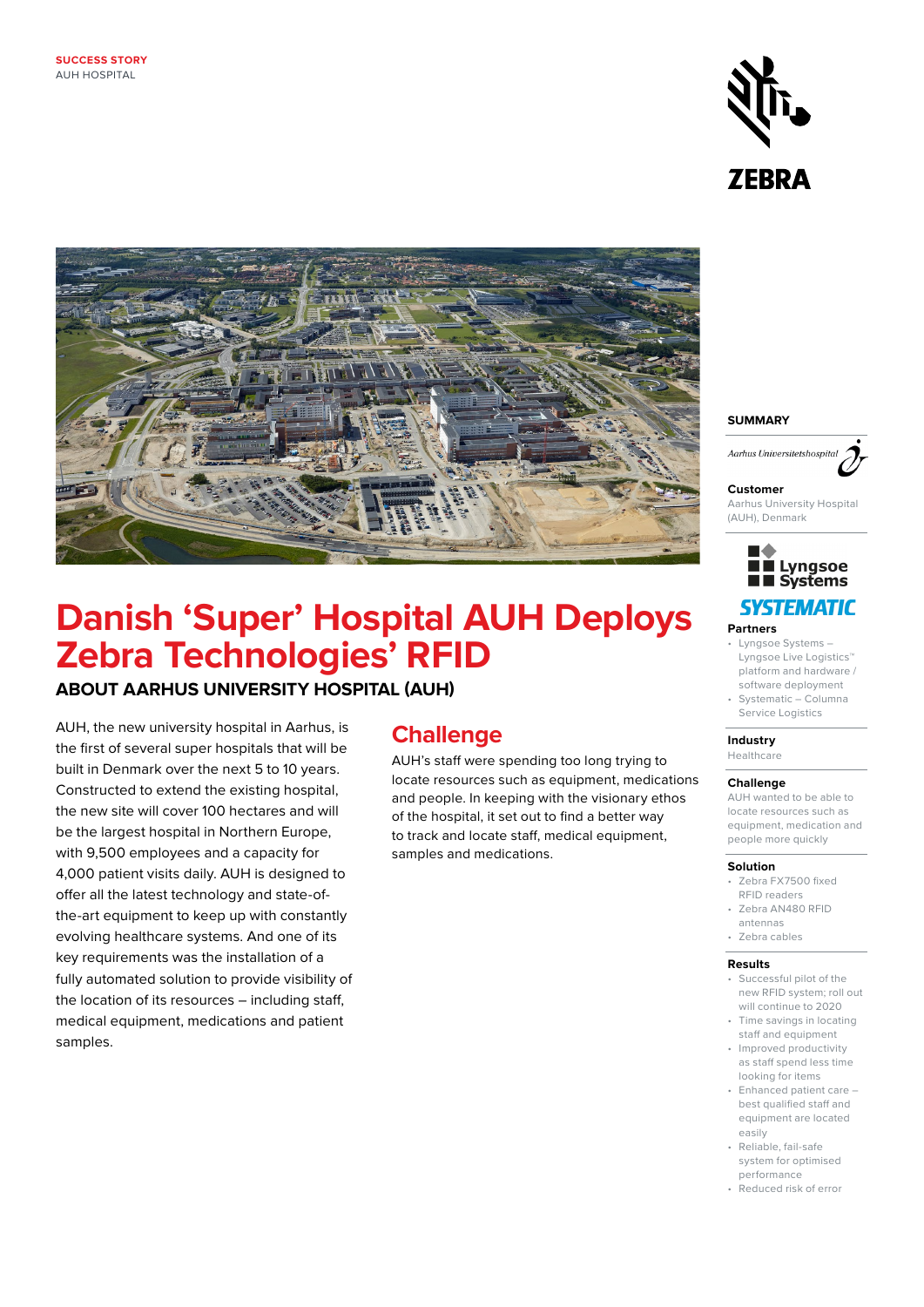SUCCESS STORY
AUH HOSPITAL

ZEBRA

# Danish 'Super' Hospital AUH Deploys Zebra Technologies' RFID

## ABOUT AARHUS UNIVERSITY HOSPITAL (AUH)

AUH, the new university hospital in Aarhus, is the first of several super hospitals that will be built in Denmark over the next 5 to 10 years. Constructed to extend the existing hospital, the new site will cover 100 hectares and will be the largest hospital in Northern Europe, with 9,500 employees and a capacity for 4,000 patient visits daily. AUH is designed to offer all the latest technology and state-of-the-art equipment to keep up with constantly evolving healthcare systems. And one of its key requirements was the installation of a fully automated solution to provide visibility of the location of its resources – including staff, medical equipment, medications and patient samples.

## Challenge

AUH's staff were spending too long trying to locate resources such as equipment, medications and people. In keeping with the visionary ethos of the hospital, it set out to find a better way to track and locate staff, medical equipment, samples and medications.

### SUMMARY

Aarhus Universitetshospital

**Customer**
Aarhus University Hospital (AUH), Denmark

Lyngsoe Systems
SYSTEMATIC

**Partners**
- Lyngsoe Systems – Lyngsoe Live Logistics™ platform and hardware / software deployment
- Systematic – Columna Service Logistics

**Industry**
Healthcare

**Challenge**
AUH wanted to be able to locate resources such as equipment, medication and people more quickly

**Solution**
- Zebra FX7500 fixed RFID readers
- Zebra AN480 RFID antennas
- Zebra cables

**Results**
- Successful pilot of the new RFID system; roll out will continue to 2020
- Time savings in locating staff and equipment
- Improved productivity as staff spend less time looking for items
- Enhanced patient care – best qualified staff and equipment are located easily
- Reliable, fail-safe system for optimised performance
- Reduced risk of error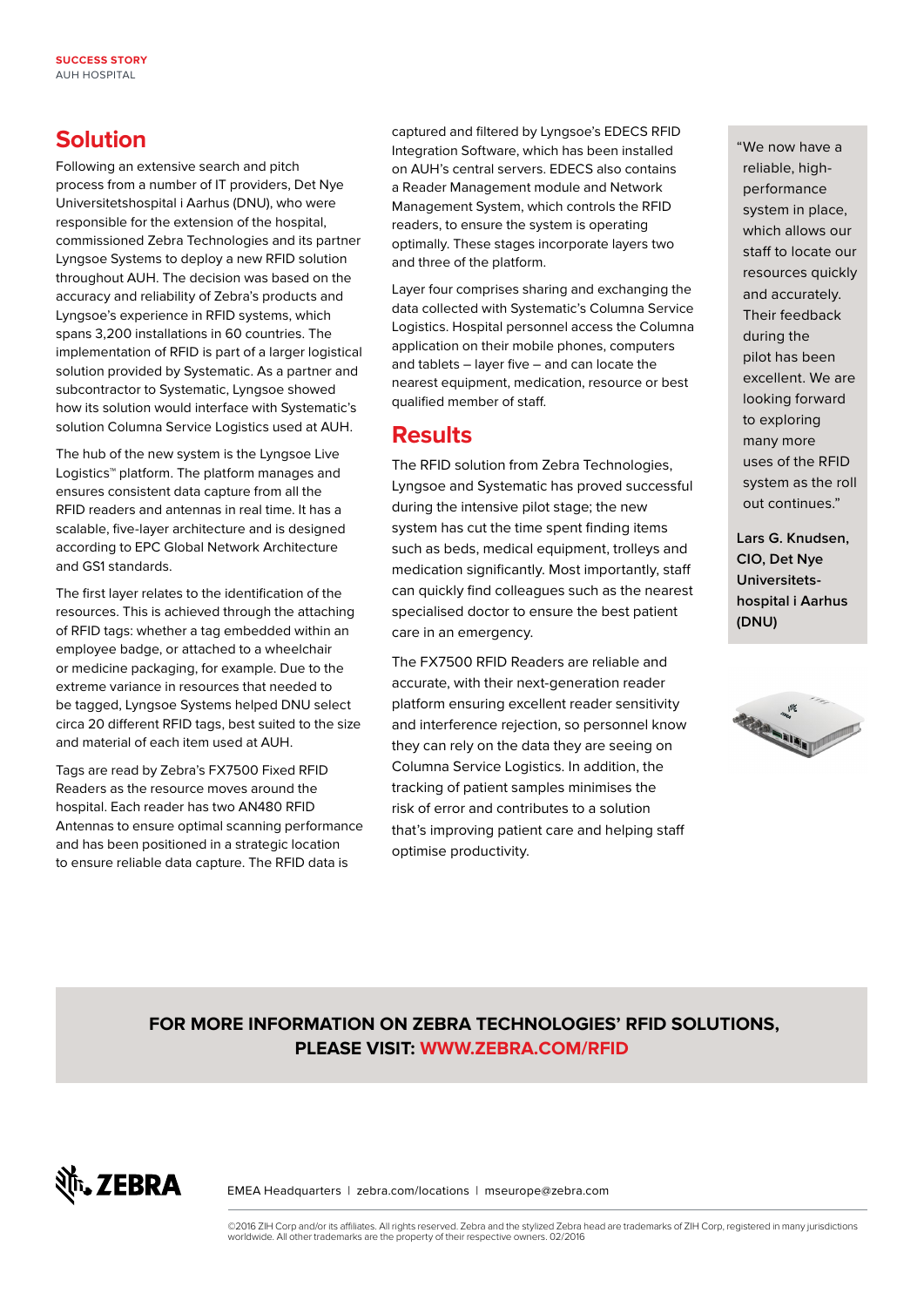## Solution

Following an extensive search and pitch process from a number of IT providers, Det Nye Universitetshospital i Aarhus (DNU), who were responsible for the extension of the hospital, commissioned Zebra Technologies and its partner Lyngsoe Systems to deploy a new RFID solution throughout AUH. The decision was based on the accuracy and reliability of Zebra's products and Lyngsoe's experience in RFID systems, which spans 3,200 installations in 60 countries. The implementation of RFID is part of a larger logistical solution provided by Systematic. As a partner and subcontractor to Systematic, Lyngsoe showed how its solution would interface with Systematic's solution Columna Service Logistics used at AUH.

The hub of the new system is the Lyngsoe Live Logistics™ platform. The platform manages and ensures consistent data capture from all the RFID readers and antennas in real time. It has a scalable, five-layer architecture and is designed according to EPC Global Network Architecture and GS1 standards.

The first layer relates to the identification of the resources. This is achieved through the attaching of RFID tags: whether a tag embedded within an employee badge, or attached to a wheelchair or medicine packaging, for example. Due to the extreme variance in resources that needed to be tagged, Lyngsoe Systems helped DNU select circa 20 different RFID tags, best suited to the size and material of each item used at AUH.

Tags are read by Zebra's FX7500 Fixed RFID Readers as the resource moves around the hospital. Each reader has two AN480 RFID Antennas to ensure optimal scanning performance and has been positioned in a strategic location to ensure reliable data capture. The RFID data is captured and filtered by Lyngsoe's EDECS RFID Integration Software, which has been installed on AUH's central servers. EDECS also contains a Reader Management module and Network Management System, which controls the RFID readers, to ensure the system is operating optimally. These stages incorporate layers two and three of the platform.

Layer four comprises sharing and exchanging the data collected with Systematic's Columna Service Logistics. Hospital personnel access the Columna application on their mobile phones, computers and tablets – layer five – and can locate the nearest equipment, medication, resource or best qualified member of staff.

## Results

The RFID solution from Zebra Technologies, Lyngsoe and Systematic has proved successful during the intensive pilot stage; the new system has cut the time spent finding items such as beds, medical equipment, trolleys and medication significantly. Most importantly, staff can quickly find colleagues such as the nearest specialised doctor to ensure the best patient care in an emergency.

The FX7500 RFID Readers are reliable and accurate, with their next-generation reader platform ensuring excellent reader sensitivity and interference rejection, so personnel know they can rely on the data they are seeing on Columna Service Logistics. In addition, the tracking of patient samples minimises the risk of error and contributes to a solution that's improving patient care and helping staff optimise productivity.

"We now have a reliable, high-performance system in place, which allows our staff to locate our resources quickly and accurately. Their feedback during the pilot has been excellent. We are looking forward to exploring many more uses of the RFID system as the roll out continues."

**Lars G. Knudsen, CIO, Det Nye Universitets-hospital i Aarhus (DNU)**

**FOR MORE INFORMATION ON ZEBRA TECHNOLOGIES' RFID SOLUTIONS, PLEASE VISIT: WWW.ZEBRA.COM/RFID**

EMEA Headquarters | zebra.com/locations | mseurope@zebra.com

©2016 ZIH Corp and/or its affiliates. All rights reserved. Zebra and the stylized Zebra head are trademarks of ZIH Corp, registered in many jurisdictions worldwide. All other trademarks are the property of their respective owners. 02/2016